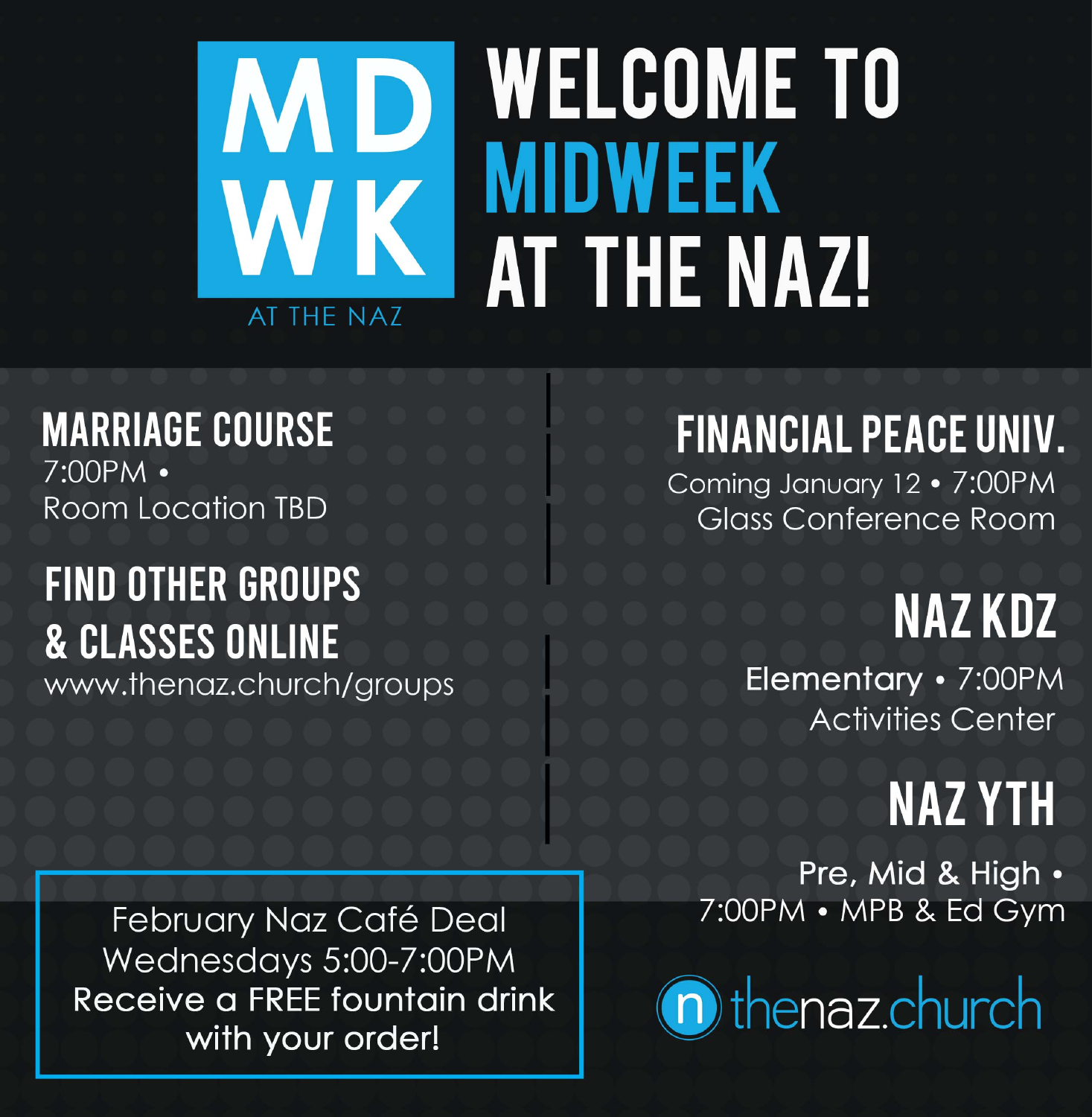# MD WK AT THE NAZ

# WELCOME TO MIDWEEK AT THE NAZ!

## MARRIAGE COURSE

7:00PM •
Room Location TBD

## FIND OTHER GROUPS & CLASSES ONLINE

www.thenaz.church/groups

February Naz Café Deal
Wednesdays 5:00-7:00PM
**Receive a FREE fountain drink with your order!**

## FINANCIAL PEACE UNIV.

Coming January 12 • 7:00PM
Glass Conference Room

## NAZ KDZ

**Elementary** • 7:00PM
Activities Center

## NAZ YTH

Pre, Mid & High •
7:00PM • MPB & Ed Gym

thenaz.church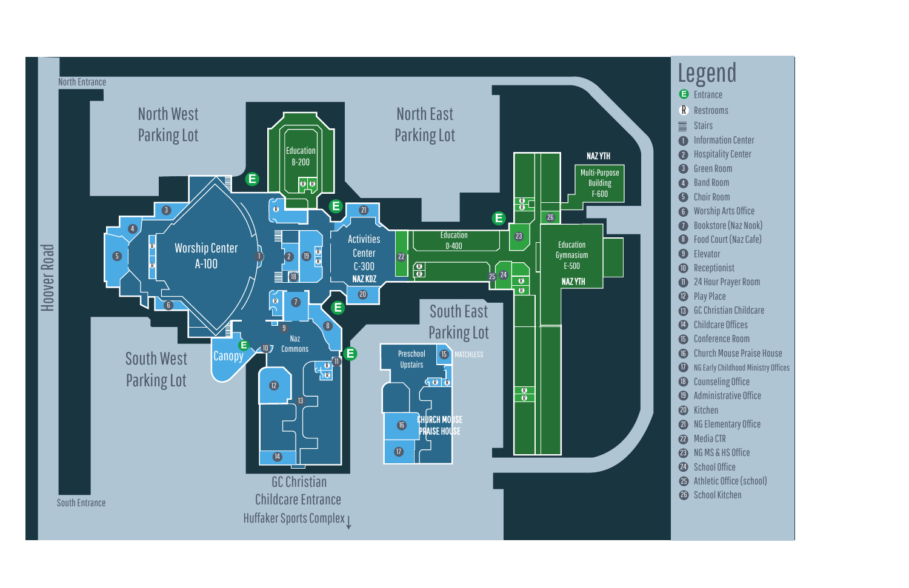North Entrance

North West Parking Lot

North East Parking Lot

Education B-200

Worship Center A-100

Activities Center C-300

NAZ KDZ

Education D-400

NAZ YTH

Multi-Purpose Building F-600

Education Gymnasium E-500

NAZ YTH

Hoover Road

Naz Commons

Canopy

South West Parking Lot

South East Parking Lot

Preschool Upstairs

MATCHLESS

CHURCH MOUSE PRAISE HOUSE

South Entrance

GC Christian Childcare Entrance

Huffaker Sports Complex ↓

# Legend

- E Entrance
- R Restrooms
- Stairs
- 1 Information Center
- 2 Hospitality Center
- 3 Green Room
- 4 Band Room
- 5 Choir Room
- 6 Worship Arts Office
- 7 Bookstore (Naz Nook)
- 8 Food Court (Naz Cafe)
- 9 Elevator
- 10 Receptionist
- 11 24 Hour Prayer Room
- 12 Play Place
- 13 GC Christian Childcare
- 14 Childcare Offices
- 15 Conference Room
- 16 Church Mouse Praise House
- 17 NG Early Childhood Ministry Offices
- 18 Counseling Office
- 19 Administrative Office
- 20 Kitchen
- 21 NG Elementary Office
- 22 Media CTR
- 23 NG MS & HS Office
- 24 School Office
- 25 Athletic Office (school)
- 26 School Kitchen